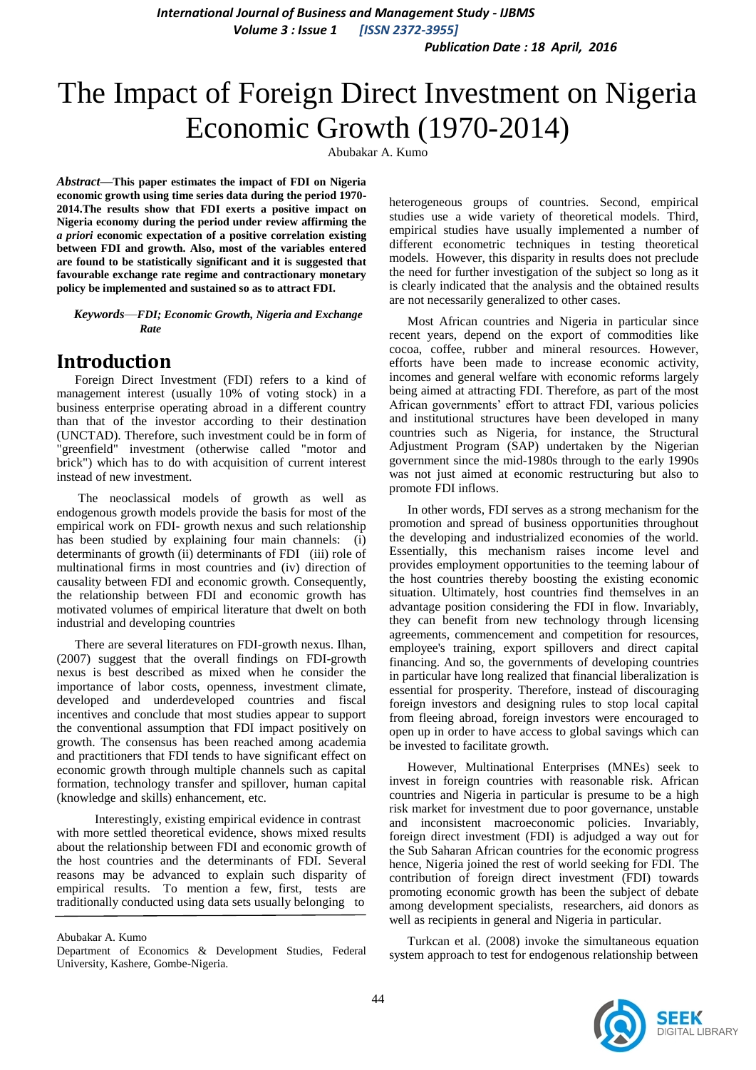# The Impact of Foreign Direct Investment on Nigeria Economic Growth (1970-2014)

Abubakar A. Kumo

***Abstract*—This paper estimates the impact of FDI on Nigeria economic growth using time series data during the period 1970-2014.The results show that FDI exerts a positive impact on Nigeria economy during the period under review affirming the *a priori* economic expectation of a positive correlation existing between FDI and growth. Also, most of the variables entered are found to be statistically significant and it is suggested that favourable exchange rate regime and contractionary monetary policy be implemented and sustained so as to attract FDI.**

***Keywords*—*FDI; Economic Growth, Nigeria and Exchange Rate***

## Introduction

Foreign Direct Investment (FDI) refers to a kind of management interest (usually 10% of voting stock) in a business enterprise operating abroad in a different country than that of the investor according to their destination (UNCTAD). Therefore, such investment could be in form of "greenfield" investment (otherwise called "motor and brick") which has to do with acquisition of current interest instead of new investment.

The neoclassical models of growth as well as endogenous growth models provide the basis for most of the empirical work on FDI- growth nexus and such relationship has been studied by explaining four main channels: (i) determinants of growth (ii) determinants of FDI (iii) role of multinational firms in most countries and (iv) direction of causality between FDI and economic growth. Consequently, the relationship between FDI and economic growth has motivated volumes of empirical literature that dwelt on both industrial and developing countries

There are several literatures on FDI-growth nexus. Ilhan, (2007) suggest that the overall findings on FDI-growth nexus is best described as mixed when he consider the importance of labor costs, openness, investment climate, developed and underdeveloped countries and fiscal incentives and conclude that most studies appear to support the conventional assumption that FDI impact positively on growth. The consensus has been reached among academia and practitioners that FDI tends to have significant effect on economic growth through multiple channels such as capital formation, technology transfer and spillover, human capital (knowledge and skills) enhancement, etc.

Interestingly, existing empirical evidence in contrast with more settled theoretical evidence, shows mixed results about the relationship between FDI and economic growth of the host countries and the determinants of FDI. Several reasons may be advanced to explain such disparity of empirical results. To mention a few, first, tests are traditionally conducted using data sets usually belonging to heterogeneous groups of countries. Second, empirical studies use a wide variety of theoretical models. Third, empirical studies have usually implemented a number of different econometric techniques in testing theoretical models. However, this disparity in results does not preclude the need for further investigation of the subject so long as it is clearly indicated that the analysis and the obtained results are not necessarily generalized to other cases.

Most African countries and Nigeria in particular since recent years, depend on the export of commodities like cocoa, coffee, rubber and mineral resources. However, efforts have been made to increase economic activity, incomes and general welfare with economic reforms largely being aimed at attracting FDI. Therefore, as part of the most African governments' effort to attract FDI, various policies and institutional structures have been developed in many countries such as Nigeria, for instance, the Structural Adjustment Program (SAP) undertaken by the Nigerian government since the mid-1980s through to the early 1990s was not just aimed at economic restructuring but also to promote FDI inflows.

In other words, FDI serves as a strong mechanism for the promotion and spread of business opportunities throughout the developing and industrialized economies of the world. Essentially, this mechanism raises income level and provides employment opportunities to the teeming labour of the host countries thereby boosting the existing economic situation. Ultimately, host countries find themselves in an advantage position considering the FDI in flow. Invariably, they can benefit from new technology through licensing agreements, commencement and competition for resources, employee's training, export spillovers and direct capital financing. And so, the governments of developing countries in particular have long realized that financial liberalization is essential for prosperity. Therefore, instead of discouraging foreign investors and designing rules to stop local capital from fleeing abroad, foreign investors were encouraged to open up in order to have access to global savings which can be invested to facilitate growth.

However, Multinational Enterprises (MNEs) seek to invest in foreign countries with reasonable risk. African countries and Nigeria in particular is presume to be a high risk market for investment due to poor governance, unstable and inconsistent macroeconomic policies. Invariably, foreign direct investment (FDI) is adjudged a way out for the Sub Saharan African countries for the economic progress hence, Nigeria joined the rest of world seeking for FDI. The contribution of foreign direct investment (FDI) towards promoting economic growth has been the subject of debate among development specialists, researchers, aid donors as well as recipients in general and Nigeria in particular.

Turkcan et al. (2008) invoke the simultaneous equation system approach to test for endogenous relationship between

---

Abubakar A. Kumo
Department of Economics & Development Studies, Federal University, Kashere, Gombe-Nigeria.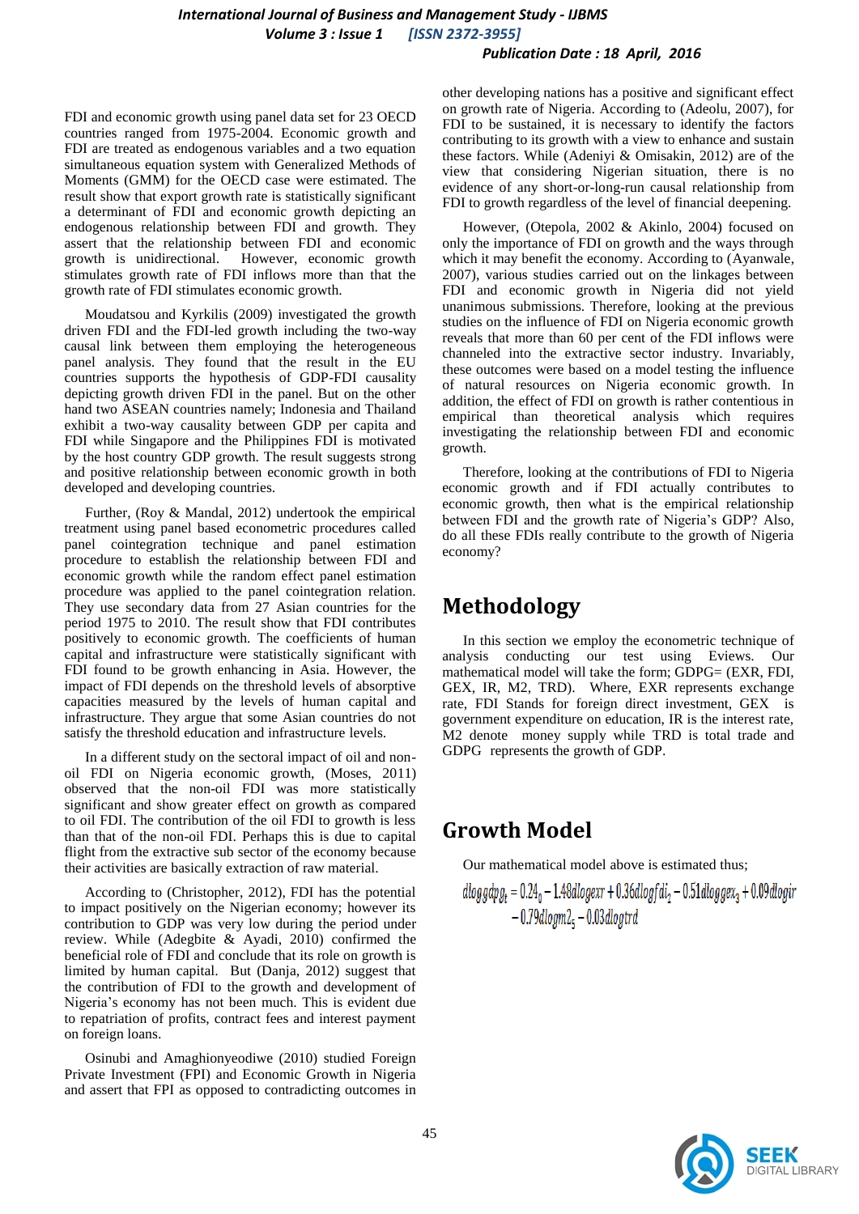FDI and economic growth using panel data set for 23 OECD countries ranged from 1975-2004. Economic growth and FDI are treated as endogenous variables and a two equation simultaneous equation system with Generalized Methods of Moments (GMM) for the OECD case were estimated. The result show that export growth rate is statistically significant a determinant of FDI and economic growth depicting an endogenous relationship between FDI and growth. They assert that the relationship between FDI and economic growth is unidirectional. However, economic growth stimulates growth rate of FDI inflows more than that the growth rate of FDI stimulates economic growth.

Moudatsou and Kyrkilis (2009) investigated the growth driven FDI and the FDI-led growth including the two-way causal link between them employing the heterogeneous panel analysis. They found that the result in the EU countries supports the hypothesis of GDP-FDI causality depicting growth driven FDI in the panel. But on the other hand two ASEAN countries namely; Indonesia and Thailand exhibit a two-way causality between GDP per capita and FDI while Singapore and the Philippines FDI is motivated by the host country GDP growth. The result suggests strong and positive relationship between economic growth in both developed and developing countries.

Further, (Roy & Mandal, 2012) undertook the empirical treatment using panel based econometric procedures called panel cointegration technique and panel estimation procedure to establish the relationship between FDI and economic growth while the random effect panel estimation procedure was applied to the panel cointegration relation. They use secondary data from 27 Asian countries for the period 1975 to 2010. The result show that FDI contributes positively to economic growth. The coefficients of human capital and infrastructure were statistically significant with FDI found to be growth enhancing in Asia. However, the impact of FDI depends on the threshold levels of absorptive capacities measured by the levels of human capital and infrastructure. They argue that some Asian countries do not satisfy the threshold education and infrastructure levels.

In a different study on the sectoral impact of oil and non-oil FDI on Nigeria economic growth, (Moses, 2011) observed that the non-oil FDI was more statistically significant and show greater effect on growth as compared to oil FDI. The contribution of the oil FDI to growth is less than that of the non-oil FDI. Perhaps this is due to capital flight from the extractive sub sector of the economy because their activities are basically extraction of raw material.

According to (Christopher, 2012), FDI has the potential to impact positively on the Nigerian economy; however its contribution to GDP was very low during the period under review. While (Adegbite & Ayadi, 2010) confirmed the beneficial role of FDI and conclude that its role on growth is limited by human capital. But (Danja, 2012) suggest that the contribution of FDI to the growth and development of Nigeria's economy has not been much. This is evident due to repatriation of profits, contract fees and interest payment on foreign loans.

Osinubi and Amaghionyeodiwe (2010) studied Foreign Private Investment (FPI) and Economic Growth in Nigeria and assert that FPI as opposed to contradicting outcomes in other developing nations has a positive and significant effect on growth rate of Nigeria. According to (Adeolu, 2007), for FDI to be sustained, it is necessary to identify the factors contributing to its growth with a view to enhance and sustain these factors. While (Adeniyi & Omisakin, 2012) are of the view that considering Nigerian situation, there is no evidence of any short-or-long-run causal relationship from FDI to growth regardless of the level of financial deepening.

However, (Otepola, 2002 & Akinlo, 2004) focused on only the importance of FDI on growth and the ways through which it may benefit the economy. According to (Ayanwale, 2007), various studies carried out on the linkages between FDI and economic growth in Nigeria did not yield unanimous submissions. Therefore, looking at the previous studies on the influence of FDI on Nigeria economic growth reveals that more than 60 per cent of the FDI inflows were channeled into the extractive sector industry. Invariably, these outcomes were based on a model testing the influence of natural resources on Nigeria economic growth. In addition, the effect of FDI on growth is rather contentious in empirical than theoretical analysis which requires investigating the relationship between FDI and economic growth.

Therefore, looking at the contributions of FDI to Nigeria economic growth and if FDI actually contributes to economic growth, then what is the empirical relationship between FDI and the growth rate of Nigeria's GDP? Also, do all these FDIs really contribute to the growth of Nigeria economy?

## Methodology

In this section we employ the econometric technique of analysis conducting our test using Eviews. Our mathematical model will take the form; GDPG= (EXR, FDI, GEX, IR, M2, TRD). Where, EXR represents exchange rate, FDI Stands for foreign direct investment, GEX is government expenditure on education, IR is the interest rate, M2 denote money supply while TRD is total trade and GDPG represents the growth of GDP.

## Growth Model

Our mathematical model above is estimated thus;

$$dloggdpg_t = 0.24_0 - 1.48dlogexr + 0.36dlogfdi_2 - 0.51dloggex_3 + 0.09dlogir - 0.79dlogm2_5 - 0.03dlogtrd$$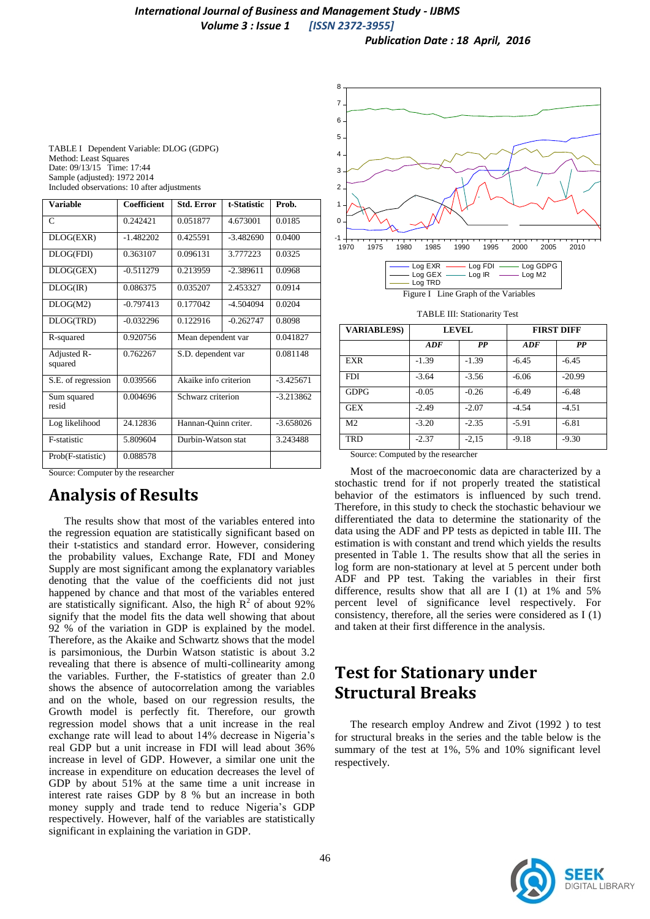TABLE I Dependent Variable: DLOG (GDPG)
Method: Least Squares
Date: 09/13/15 Time: 17:44
Sample (adjusted): 1972 2014
Included observations: 10 after adjustments

| Variable | Coefficient | Std. Error | t-Statistic | Prob. |
|---|---|---|---|---|
| C | 0.242421 | 0.051877 | 4.673001 | 0.0185 |
| DLOG(EXR) | -1.482202 | 0.425591 | -3.482690 | 0.0400 |
| DLOG(FDI) | 0.363107 | 0.096131 | 3.777223 | 0.0325 |
| DLOG(GEX) | -0.511279 | 0.213959 | -2.389611 | 0.0968 |
| DLOG(IR) | 0.086375 | 0.035207 | 2.453327 | 0.0914 |
| DLOG(M2) | -0.797413 | 0.177042 | -4.504094 | 0.0204 |
| DLOG(TRD) | -0.032296 | 0.122916 | -0.262747 | 0.8098 |
| R-squared | 0.920756 | Mean dependent var | | 0.041827 |
| Adjusted R-squared | 0.762267 | S.D. dependent var | | 0.081148 |
| S.E. of regression | 0.039566 | Akaike info criterion | | -3.425671 |
| Sum squared resid | 0.004696 | Schwarz criterion | | -3.213862 |
| Log likelihood | 24.12836 | Hannan-Quinn criter. | | -3.658026 |
| F-statistic | 5.809604 | Durbin-Watson stat | | 3.243488 |
| Prob(F-statistic) | 0.088578 | | | |

Source: Computer by the researcher

## Analysis of Results

The results show that most of the variables entered into the regression equation are statistically significant based on their t-statistics and standard error. However, considering the probability values, Exchange Rate, FDI and Money Supply are most significant among the explanatory variables denoting that the value of the coefficients did not just happened by chance and that most of the variables entered are statistically significant. Also, the high $R^2$ of about 92% signify that the model fits the data well showing that about 92 % of the variation in GDP is explained by the model. Therefore, as the Akaike and Schwartz shows that the model is parsimonious, the Durbin Watson statistic is about 3.2 revealing that there is absence of multi-collinearity among the variables. Further, the F-statistics of greater than 2.0 shows the absence of autocorrelation among the variables and on the whole, based on our regression results, the Growth model is perfectly fit. Therefore, our growth regression model shows that a unit increase in the real exchange rate will lead to about 14% decrease in Nigeria's real GDP but a unit increase in FDI will lead about 36% increase in level of GDP. However, a similar one unit the increase in expenditure on education decreases the level of GDP by about 51% at the same time a unit increase in interest rate raises GDP by 8 % but an increase in both money supply and trade tend to reduce Nigeria's GDP respectively. However, half of the variables are statistically significant in explaining the variation in GDP.

Figure I Line Graph of the Variables

TABLE III: Stationarity Test

| VARIABLE9S) | LEVEL | | FIRST DIFF | |
|---|---|---|---|---|
| | *ADF* | *PP* | *ADF* | *PP* |
| EXR | -1.39 | -1.39 | -6.45 | -6.45 |
| FDI | -3.64 | -3.56 | -6.06 | -20.99 |
| GDPG | -0.05 | -0.26 | -6.49 | -6.48 |
| GEX | -2.49 | -2.07 | -4.54 | -4.51 |
| M2 | -3.20 | -2.35 | -5.91 | -6.81 |
| TRD | -2.37 | -2,15 | -9.18 | -9.30 |

Source: Computed by the researcher

Most of the macroeconomic data are characterized by a stochastic trend for if not properly treated the statistical behavior of the estimators is influenced by such trend. Therefore, in this study to check the stochastic behaviour we differentiated the data to determine the stationarity of the data using the ADF and PP tests as depicted in table III. The estimation is with constant and trend which yields the results presented in Table 1. The results show that all the series in log form are non-stationary at level at 5 percent under both ADF and PP test. Taking the variables in their first difference, results show that all are I (1) at 1% and 5% percent level of significance level respectively. For consistency, therefore, all the series were considered as I (1) and taken at their first difference in the analysis.

## Test for Stationary under Structural Breaks

The research employ Andrew and Zivot (1992 ) to test for structural breaks in the series and the table below is the summary of the test at 1%, 5% and 10% significant level respectively.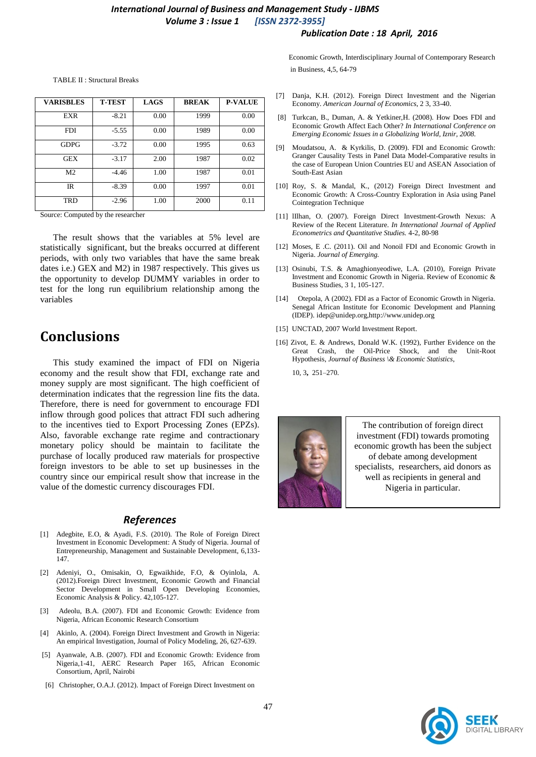TABLE II : Structural Breaks

| VARISBLES | T-TEST | LAGS | BREAK | P-VALUE |
|---|---|---|---|---|
| EXR | -8.21 | 0.00 | 1999 | 0.00 |
| FDI | -5.55 | 0.00 | 1989 | 0.00 |
| GDPG | -3.72 | 0.00 | 1995 | 0.63 |
| GEX | -3.17 | 2.00 | 1987 | 0.02 |
| M2 | -4.46 | 1.00 | 1987 | 0.01 |
| IR | -8.39 | 0.00 | 1997 | 0.01 |
| TRD | -2.96 | 1.00 | 2000 | 0.11 |

Source: Computed by the researcher

The result shows that the variables at 5% level are statistically significant, but the breaks occurred at different periods, with only two variables that have the same break dates i.e.) GEX and M2) in 1987 respectively. This gives us the opportunity to develop DUMMY variables in order to test for the long run equilibrium relationship among the variables

# Conclusions

This study examined the impact of FDI on Nigeria economy and the result show that FDI, exchange rate and money supply are most significant. The high coefficient of determination indicates that the regression line fits the data. Therefore, there is need for government to encourage FDI inflow through good polices that attract FDI such adhering to the incentives tied to Export Processing Zones (EPZs). Also, favorable exchange rate regime and contractionary monetary policy should be maintain to facilitate the purchase of locally produced raw materials for prospective foreign investors to be able to set up businesses in the country since our empirical result show that increase in the value of the domestic currency discourages FDI.

## References

[1] Adegbite, E.O, & Ayadi, F.S. (2010). The Role of Foreign Direct Investment in Economic Development: A Study of Nigeria. Journal of Entrepreneurship, Management and Sustainable Development, 6,133-147.

[2] Adeniyi, O., Omisakin, O, Egwaikhide, F.O, & Oyinlola, A. (2012).Foreign Direct Investment, Economic Growth and Financial Sector Development in Small Open Developing Economies, Economic Analysis & Policy. 42,105-127.

[3] Adeolu, B.A. (2007). FDI and Economic Growth: Evidence from Nigeria, African Economic Research Consortium

[4] Akinlo, A. (2004). Foreign Direct Investment and Growth in Nigeria: An empirical Investigation, Journal of Policy Modeling, 26, 627-639.

[5] Ayanwale, A.B. (2007). FDI and Economic Growth: Evidence from Nigeria,1-41, AERC Research Paper 165, African Economic Consortium, April, Nairobi

[6] Christopher, O.A.J. (2012). Impact of Foreign Direct Investment on Economic Growth, Interdisciplinary Journal of Contemporary Research in Business, 4,5, 64-79

[7] Danja, K.H. (2012). Foreign Direct Investment and the Nigerian Economy. *American Journal of Economics*, 2 3, 33-40.

[8] Turkcan, B., Duman, A. & Yetkiner,H. (2008). How Does FDI and Economic Growth Affect Each Other? *In International Conference on Emerging Economic Issues in a Globalizing World, Iznir, 2008.*

[9] Moudatsou, A. & Kyrkilis, D. (2009). FDI and Economic Growth: Granger Causality Tests in Panel Data Model-Comparative results in the case of European Union Countries EU and ASEAN Association of South-East Asian

[10] Roy, S. & Mandal, K., (2012) Foreign Direct Investment and Economic Growth: A Cross-Country Exploration in Asia using Panel Cointegration Technique

[11] Illhan, O. (2007). Foreign Direct Investment-Growth Nexus: A Review of the Recent Literature. *In International Journal of Applied Econometrics and Quantitative Studies.* 4-2, 80-98

[12] Moses, E .C. (2011). Oil and Nonoil FDI and Economic Growth in Nigeria. *Journal of Emerging.*

[13] Osinubi, T.S. & Amaghionyeodiwe, L.A. (2010), Foreign Private Investment and Economic Growth in Nigeria. Review of Economic & Business Studies, 3 1, 105-127.

[14] Otepola, A (2002). FDI as a Factor of Economic Growth in Nigeria. Senegal African Institute for Economic Development and Planning (IDEP). idep@unidep.org,http://www.unidep.org

[15] UNCTAD, 2007 World Investment Report.

[16] Zivot, E. & Andrews, Donald W.K. (1992), Further Evidence on the Great Crash, the Oil-Price Shock, and the Unit-Root Hypothesis, *Journal of Business \& Economic Statistics*, 10, 3, 251–270.

The contribution of foreign direct investment (FDI) towards promoting economic growth has been the subject of debate among development specialists, researchers, aid donors as well as recipients in general and Nigeria in particular.